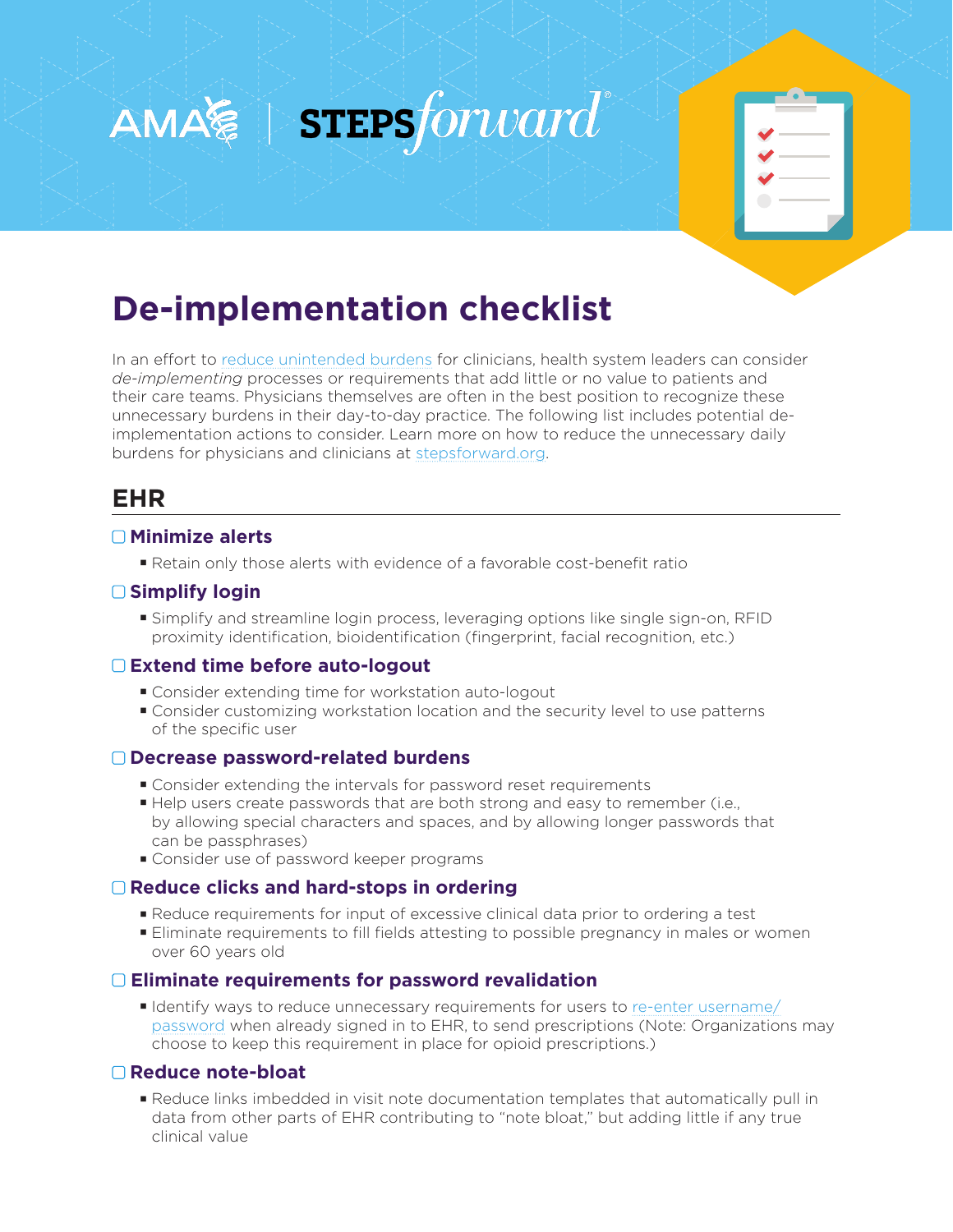AMA | STEPS*forward*®

# De-implementation checklist

In an effort to reduce unintended burdens for clinicians, health system leaders can consider *de-implementing* processes or requirements that add little or no value to patients and their care teams. Physicians themselves are often in the best position to recognize these unnecessary burdens in their day-to-day practice. The following list includes potential de-implementation actions to consider. Learn more on how to reduce the unnecessary daily burdens for physicians and clinicians at stepsforward.org.

## EHR

### ☐ Minimize alerts

- Retain only those alerts with evidence of a favorable cost-benefit ratio

### ☐ Simplify login

- Simplify and streamline login process, leveraging options like single sign-on, RFID proximity identification, bioidentification (fingerprint, facial recognition, etc.)

### ☐ Extend time before auto-logout

- Consider extending time for workstation auto-logout
- Consider customizing workstation location and the security level to use patterns of the specific user

### ☐ Decrease password-related burdens

- Consider extending the intervals for password reset requirements
- Help users create passwords that are both strong and easy to remember (i.e., by allowing special characters and spaces, and by allowing longer passwords that can be passphrases)
- Consider use of password keeper programs

### ☐ Reduce clicks and hard-stops in ordering

- Reduce requirements for input of excessive clinical data prior to ordering a test
- Eliminate requirements to fill fields attesting to possible pregnancy in males or women over 60 years old

### ☐ Eliminate requirements for password revalidation

- Identify ways to reduce unnecessary requirements for users to re-enter username/password when already signed in to EHR, to send prescriptions (Note: Organizations may choose to keep this requirement in place for opioid prescriptions.)

### ☐ Reduce note-bloat

- Reduce links imbedded in visit note documentation templates that automatically pull in data from other parts of EHR contributing to "note bloat," but adding little if any true clinical value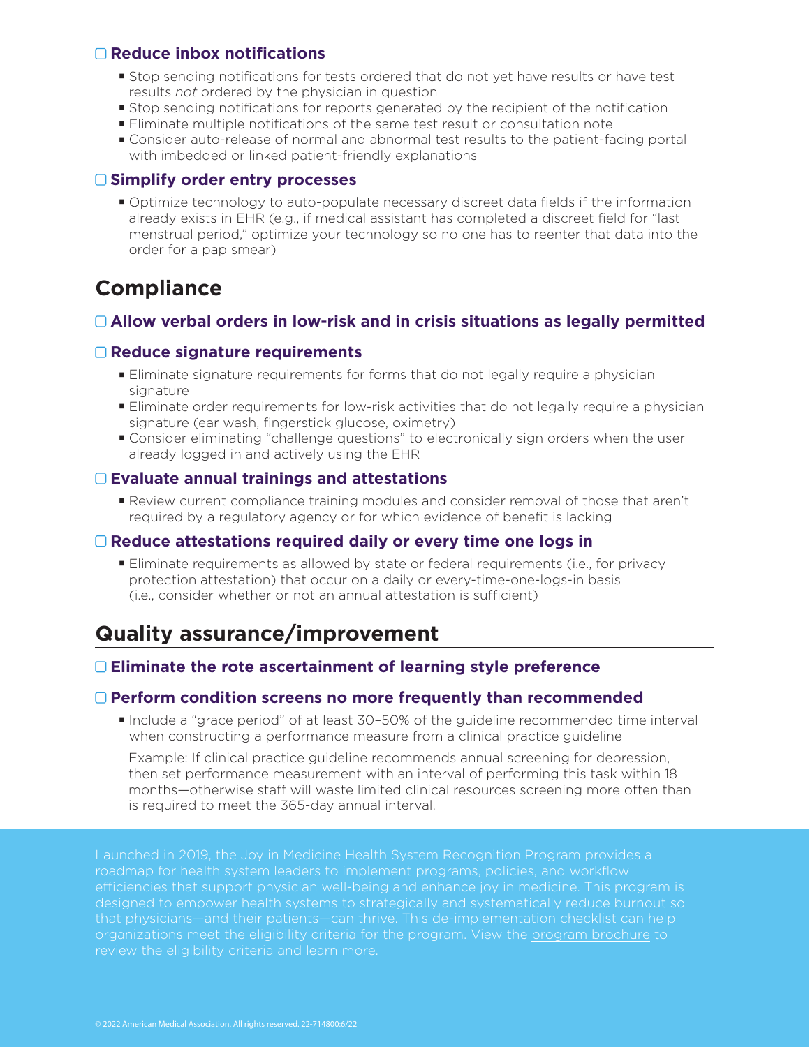### ☐ Reduce inbox notifications

- Stop sending notifications for tests ordered that do not yet have results or have test results *not* ordered by the physician in question
- Stop sending notifications for reports generated by the recipient of the notification
- Eliminate multiple notifications of the same test result or consultation note
- Consider auto-release of normal and abnormal test results to the patient-facing portal with imbedded or linked patient-friendly explanations

### ☐ Simplify order entry processes

- Optimize technology to auto-populate necessary discreet data fields if the information already exists in EHR (e.g., if medical assistant has completed a discreet field for "last menstrual period," optimize your technology so no one has to reenter that data into the order for a pap smear)

## Compliance

### ☐ Allow verbal orders in low-risk and in crisis situations as legally permitted

### ☐ Reduce signature requirements

- Eliminate signature requirements for forms that do not legally require a physician signature
- Eliminate order requirements for low-risk activities that do not legally require a physician signature (ear wash, fingerstick glucose, oximetry)
- Consider eliminating "challenge questions" to electronically sign orders when the user already logged in and actively using the EHR

### ☐ Evaluate annual trainings and attestations

- Review current compliance training modules and consider removal of those that aren't required by a regulatory agency or for which evidence of benefit is lacking

### ☐ Reduce attestations required daily or every time one logs in

- Eliminate requirements as allowed by state or federal requirements (i.e., for privacy protection attestation) that occur on a daily or every-time-one-logs-in basis (i.e., consider whether or not an annual attestation is sufficient)

## Quality assurance/improvement

### ☐ Eliminate the rote ascertainment of learning style preference

### ☐ Perform condition screens no more frequently than recommended

- Include a "grace period" of at least 30–50% of the guideline recommended time interval when constructing a performance measure from a clinical practice guideline

  Example: If clinical practice guideline recommends annual screening for depression, then set performance measurement with an interval of performing this task within 18 months—otherwise staff will waste limited clinical resources screening more often than is required to meet the 365-day annual interval.

Launched in 2019, the Joy in Medicine Health System Recognition Program provides a roadmap for health system leaders to implement programs, policies, and workflow efficiencies that support physician well-being and enhance joy in medicine. This program is designed to empower health systems to strategically and systematically reduce burnout so that physicians—and their patients—can thrive. This de-implementation checklist can help organizations meet the eligibility criteria for the program. View the program brochure to review the eligibility criteria and learn more.

© 2022 American Medical Association. All rights reserved. 22-714800:6/22